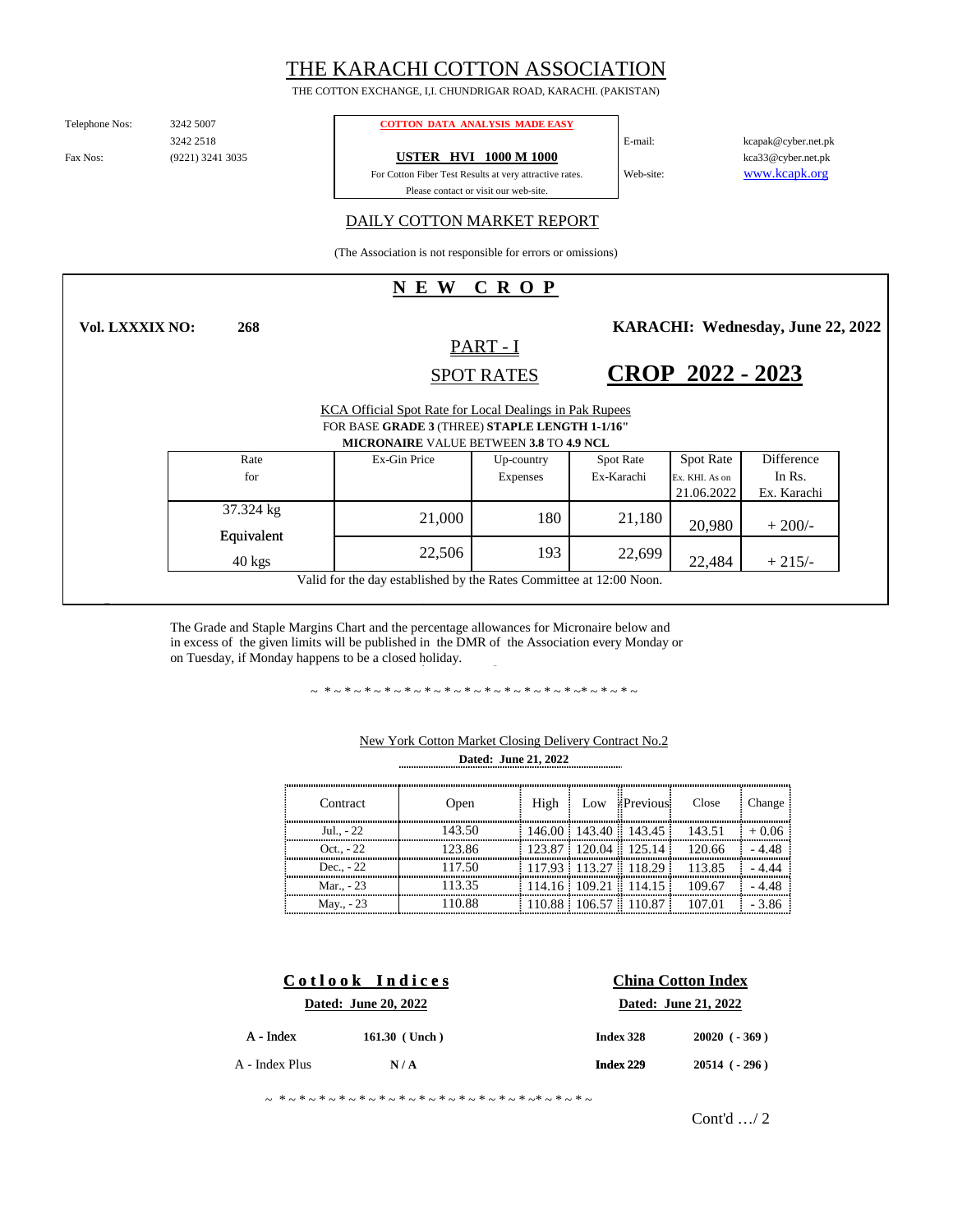# THE KARACHI COTTON ASSOCIATION

THE COTTON EXCHANGE, I,I. CHUNDRIGAR ROAD, KARACHI. (PAKISTAN)

Telephone Nos: 3242 5007
3242 2518
Fax Nos: (9221) 3241 3035

**COTTON DATA ANALYSIS MADE EASY**

**USTER HVI 1000 M 1000**

For Cotton Fiber Test Results at very attractive rates.
Please contact or visit our web-site.

E-mail: kcapak@cyber.net.pk
kca33@cyber.net.pk
Web-site: www.kcapk.org

## DAILY COTTON MARKET REPORT

(The Association is not responsible for errors or omissions)

## N E W C R O P

**Vol. LXXXIX NO: 268**

**KARACHI: Wednesday, June 22, 2022**

### PART - I

### SPOT RATES

## CROP 2022 - 2023

KCA Official Spot Rate for Local Dealings in Pak Rupees
FOR BASE **GRADE 3** (THREE) **STAPLE LENGTH 1-1/16"**
**MICRONAIRE** VALUE BETWEEN **3.8** TO **4.9 NCL**

| Rate for | Ex-Gin Price | Up-country Expenses | Spot Rate Ex-Karachi | Spot Rate Ex. KHI. As on 21.06.2022 | Difference In Rs. Ex. Karachi |
|---|---|---|---|---|---|
| 37.324 kg | 21,000 | 180 | 21,180 | 20,980 | + 200/- |
| Equivalent 40 kgs | 22,506 | 193 | 22,699 | 22,484 | + 215/- |

Valid for the day established by the Rates Committee at 12:00 Noon.

The Grade and Staple Margins Chart and the percentage allowances for Micronaire below and in excess of the given limits will be published in the DMR of the Association every Monday or on Tuesday, if Monday happens to be a closed holiday.

~ * ~ * ~ * ~ * ~ * ~ * ~ * ~ * ~ * ~ * ~ * ~ * ~ * ~ * ~ * ~* ~ * ~ * ~

New York Cotton Market Closing Delivery Contract No.2
**Dated: June 21, 2022**

| Contract | Open | High | Low | Previous | Close | Change |
|---|---|---|---|---|---|---|
| Jul., - 22 | 143.50 | 146.00 | 143.40 | 143.45 | 143.51 | + 0.06 |
| Oct., - 22 | 123.86 | 123.87 | 120.04 | 125.14 | 120.66 | - 4.48 |
| Dec., - 22 | 117.50 | 117.93 | 113.27 | 118.29 | 113.85 | - 4.44 |
| Mar., - 23 | 113.35 | 114.16 | 109.21 | 114.15 | 109.67 | - 4.48 |
| May., - 23 | 110.88 | 110.88 | 106.57 | 110.87 | 107.01 | - 3.86 |

**C o t l o o k I n d i c e s**
**Dated: June 20, 2022**

| A - Index | **161.30 ( Unch )** |
|---|---|
| A - Index Plus | **N / A** |

**China Cotton Index**
**Dated: June 21, 2022**

| **Index 328** | **20020 ( - 369 )** |
|---|---|
| **Index 229** | **20514 ( - 296 )** |

~ * ~ * ~ * ~ * ~ * ~ * ~ * ~ * ~ * ~ * ~ * ~ * ~ * ~ * ~ * ~* ~ * ~ * ~

Cont'd …/ 2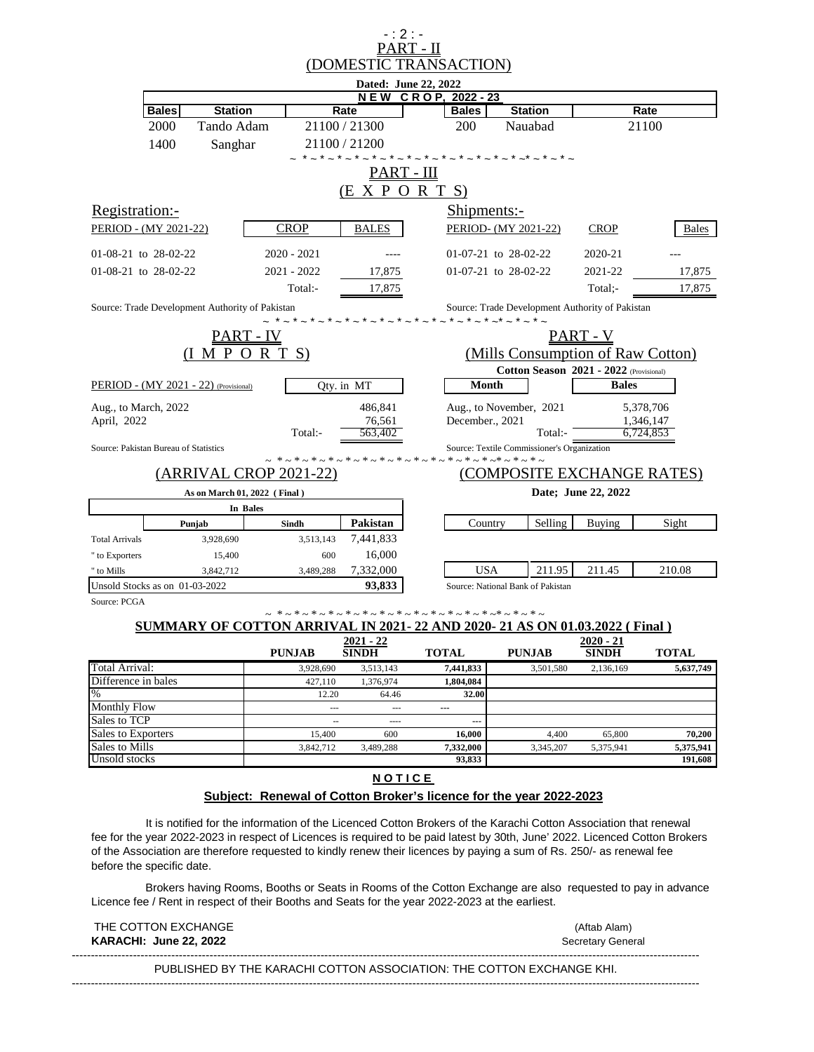## PART - II
## (DOMESTIC TRANSACTION)

**Dated: June 22, 2022**

**N E W C R O P, 2022 - 23**

| Bales | Station | Rate | Bales | Station | Rate |
|---|---|---|---|---|---|
| 2000 | Tando Adam | 21100 / 21300 | 200 | Nauabad | 21100 |
| 1400 | Sanghar | 21100 / 21200 | | | |

~ * ~ * ~ * ~ * ~ * ~ * ~ * ~ * ~ * ~ * ~ * ~ * ~ * ~ * ~ * ~ * ~

## PART - III
## (E X P O R T S)

**Registration:-**

| PERIOD - (MY 2021-22) | CROP | BALES |
|---|---|---|
| 01-08-21 to 28-02-22 | 2020 - 2021 | ---- |
| 01-08-21 to 28-02-22 | 2021 - 2022 | 17,875 |
| | Total:- | 17,875 |

Source: Trade Development Authority of Pakistan

**Shipments:-**

| PERIOD- (MY 2021-22) | CROP | Bales |
|---|---|---|
| 01-07-21 to 28-02-22 | 2020-21 | --- |
| 01-07-21 to 28-02-22 | 2021-22 | 17,875 |
| | Total;- | 17,875 |

Source: Trade Development Authority of Pakistan

~ * ~ * ~ * ~ * ~ * ~ * ~ * ~ * ~ * ~ * ~ * ~ * ~ * ~ * ~ * ~

## PART - IV
## (I M P O R T S)

| PERIOD - (MY 2021 - 22) (Provisional) | | Qty. in MT |
|---|---|---|
| Aug., to March, 2022 | | 486,841 |
| April, 2022 | | 76,561 |
| | Total:- | 563,402 |

Source: Pakistan Bureau of Statistics

## PART - V
## (Mills Consumption of Raw Cotton)

**Cotton Season 2021 - 2022** (Provisional)

| Month | | Bales |
|---|---|---|
| Aug., to November, 2021 | | 5,378,706 |
| December., 2021 | | 1,346,147 |
| | Total:- | 6,724,853 |

Source: Textile Commissioner's Organization

~ * ~ * ~ * ~ * ~ * ~ * ~ * ~ * ~ * ~ * ~ * ~ * ~ * ~ * ~ * ~

## (ARRIVAL CROP 2021-22)

**As on March 01, 2022 ( Final )**

**In Bales**

| | Punjab | Sindh | Pakistan |
|---|---|---|---|
| Total Arrivals | 3,928,690 | 3,513,143 | 7,441,833 |
| " to Exporters | 15,400 | 600 | 16,000 |
| " to Mills | 3,842,712 | 3,489,288 | 7,332,000 |
| Unsold Stocks as on 01-03-2022 | | | 93,833 |

Source: PCGA

## (COMPOSITE EXCHANGE RATES)

**Date; June 22, 2022**

| Country | Selling | Buying | Sight |
|---|---|---|---|
| USA | 211.95 | 211.45 | 210.08 |

Source: National Bank of Pakistan

~ * ~ * ~ * ~ * ~ * ~ * ~ * ~ * ~ * ~ * ~ * ~ * ~ * ~ * ~ * ~

### SUMMARY OF COTTON ARRIVAL IN 2021- 22 AND 2020- 21 AS ON 01.03.2022 ( Final )

| | 2021 - 22 | | | 2020 - 21 | | |
|---|---|---|---|---|---|---|
| | PUNJAB | SINDH | TOTAL | PUNJAB | SINDH | TOTAL |
| Total Arrival: | 3,928,690 | 3,513,143 | 7,441,833 | 3,501,580 | 2,136,169 | 5,637,749 |
| Difference in bales | 427,110 | 1,376,974 | 1,804,084 | | | |
| % | 12.20 | 64.46 | 32.00 | | | |
| Monthly Flow | --- | --- | --- | | | |
| Sales to TCP | -- | ---- | --- | | | |
| Sales to Exporters | 15,400 | 600 | 16,000 | 4,400 | 65,800 | 70,200 |
| Sales to Mills | 3,842,712 | 3,489,288 | 7,332,000 | 3,345,207 | 5,375,941 | 5,375,941 |
| Unsold stocks | | | 93,833 | | | 191,608 |

## N O T I C E

**Subject: Renewal of Cotton Broker's licence for the year 2022-2023**

It is notified for the information of the Licenced Cotton Brokers of the Karachi Cotton Association that renewal fee for the year 2022-2023 in respect of Licences is required to be paid latest by 30th, June' 2022. Licenced Cotton Brokers of the Association are therefore requested to kindly renew their licences by paying a sum of Rs. 250/- as renewal fee before the specific date.

Brokers having Rooms, Booths or Seats in Rooms of the Cotton Exchange are also requested to pay in advance Licence fee / Rent in respect of their Booths and Seats for the year 2022-2023 at the earliest.

THE COTTON EXCHANGE
**KARACHI: June 22, 2022**

(Aftab Alam)
Secretary General

PUBLISHED BY THE KARACHI COTTON ASSOCIATION: THE COTTON EXCHANGE KHI.